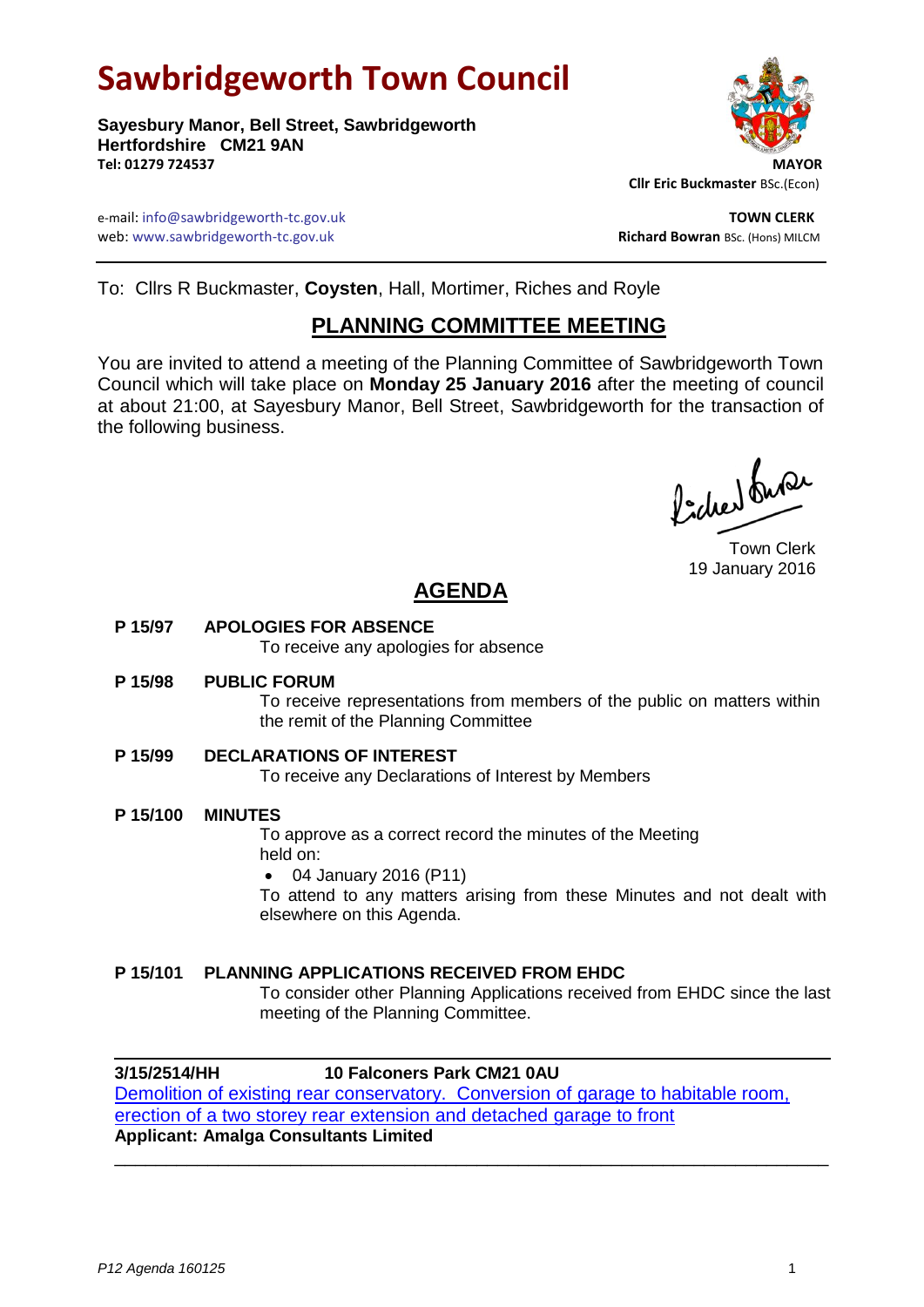# Sawbridgeworth Town Council

**Sayesbury Manor, Bell Street, Sawbridgeworth**
**Hertfordshire CM21 9AN**
**Tel: 01279 724537**

**MAYOR**
**Cllr Eric Buckmaster** BSc.(Econ)

e-mail: info@sawbridgeworth-tc.gov.uk
web: www.sawbridgeworth-tc.gov.uk

**TOWN CLERK**
**Richard Bowran** BSc. (Hons) MILCM

---

To: Cllrs R Buckmaster, **Coysten**, Hall, Mortimer, Riches and Royle

## PLANNING COMMITTEE MEETING

You are invited to attend a meeting of the Planning Committee of Sawbridgeworth Town Council which will take place on **Monday 25 January 2016** after the meeting of council at about 21:00, at Sayesbury Manor, Bell Street, Sawbridgeworth for the transaction of the following business.

Town Clerk
19 January 2016

## AGENDA

**P 15/97 APOLOGIES FOR ABSENCE**
To receive any apologies for absence

**P 15/98 PUBLIC FORUM**
To receive representations from members of the public on matters within the remit of the Planning Committee

**P 15/99 DECLARATIONS OF INTEREST**
To receive any Declarations of Interest by Members

**P 15/100 MINUTES**
To approve as a correct record the minutes of the Meeting held on:

- 04 January 2016 (P11)

To attend to any matters arising from these Minutes and not dealt with elsewhere on this Agenda.

**P 15/101 PLANNING APPLICATIONS RECEIVED FROM EHDC**
To consider other Planning Applications received from EHDC since the last meeting of the Planning Committee.

---

**3/15/2514/HH 10 Falconers Park CM21 0AU**
Demolition of existing rear conservatory. Conversion of garage to habitable room, erection of a two storey rear extension and detached garage to front
**Applicant: Amalga Consultants Limited**

---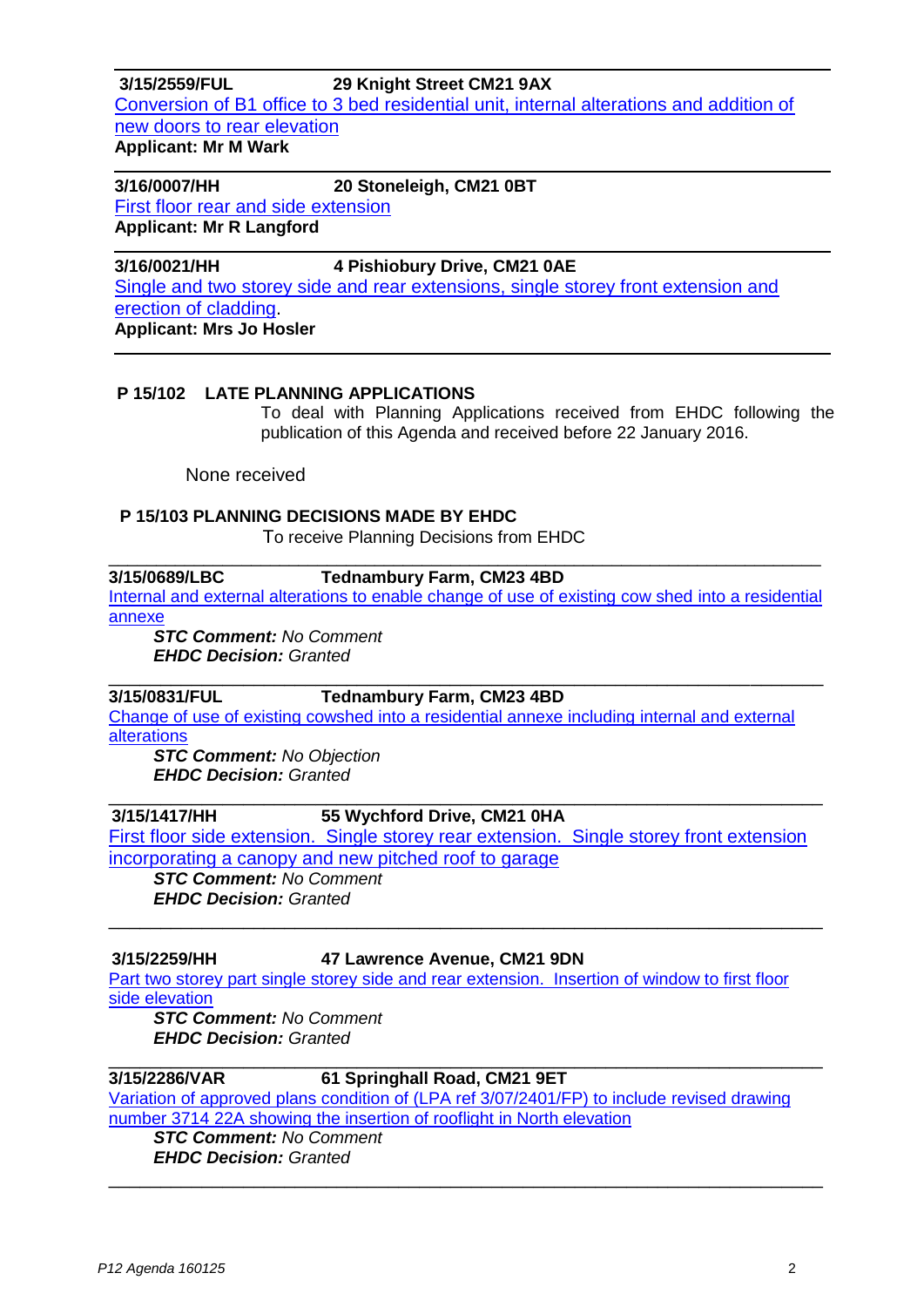---

**3/15/2559/FUL** **29 Knight Street CM21 9AX**

Conversion of B1 office to 3 bed residential unit, internal alterations and addition of new doors to rear elevation

**Applicant: Mr M Wark**

---

**3/16/0007/HH** **20 Stoneleigh, CM21 0BT**

First floor rear and side extension

**Applicant: Mr R Langford**

---

**3/16/0021/HH** **4 Pishiobury Drive, CM21 0AE**

Single and two storey side and rear extensions, single storey front extension and erection of cladding.

**Applicant: Mrs Jo Hosler**

---

**P 15/102 LATE PLANNING APPLICATIONS**

To deal with Planning Applications received from EHDC following the publication of this Agenda and received before 22 January 2016.

None received

**P 15/103 PLANNING DECISIONS MADE BY EHDC**

To receive Planning Decisions from EHDC

---

**3/15/0689/LBC** **Tednambury Farm, CM23 4BD**

Internal and external alterations to enable change of use of existing cow shed into a residential annexe

***STC Comment:*** *No Comment*
***EHDC Decision:*** *Granted*

---

**3/15/0831/FUL** **Tednambury Farm, CM23 4BD**

Change of use of existing cowshed into a residential annexe including internal and external alterations

***STC Comment:*** *No Objection*
***EHDC Decision:*** *Granted*

---

**3/15/1417/HH** **55 Wychford Drive, CM21 0HA**

First floor side extension. Single storey rear extension. Single storey front extension incorporating a canopy and new pitched roof to garage

***STC Comment:*** *No Comment*
***EHDC Decision:*** *Granted*

---

**3/15/2259/HH** **47 Lawrence Avenue, CM21 9DN**

Part two storey part single storey side and rear extension. Insertion of window to first floor side elevation

***STC Comment:*** *No Comment*
***EHDC Decision:*** *Granted*

---

**3/15/2286/VAR** **61 Springhall Road, CM21 9ET**

Variation of approved plans condition of (LPA ref 3/07/2401/FP) to include revised drawing number 3714 22A showing the insertion of rooflight in North elevation

***STC Comment:*** *No Comment*
***EHDC Decision:*** *Granted*

---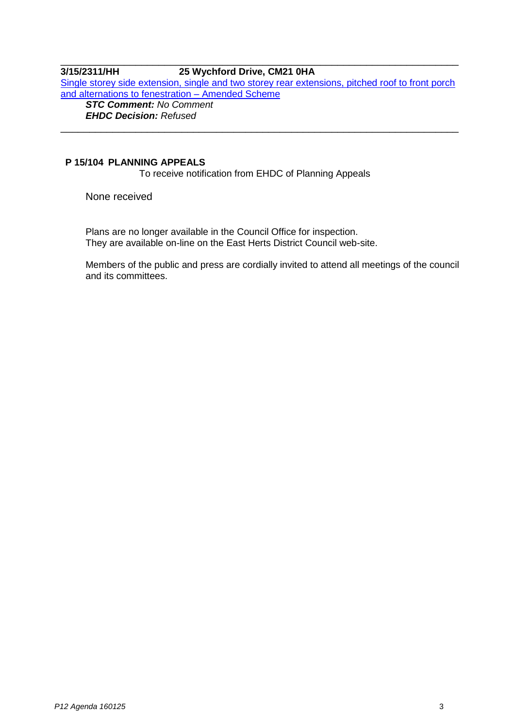**3/15/2311/HH** **25 Wychford Drive, CM21 0HA**

Single storey side extension, single and two storey rear extensions, pitched roof to front porch and alternations to fenestration – Amended Scheme

***STC Comment:*** *No Comment*
***EHDC Decision:*** *Refused*

---

**P 15/104 PLANNING APPEALS**

To receive notification from EHDC of Planning Appeals

None received

Plans are no longer available in the Council Office for inspection.
They are available on-line on the East Herts District Council web-site.

Members of the public and press are cordially invited to attend all meetings of the council and its committees.